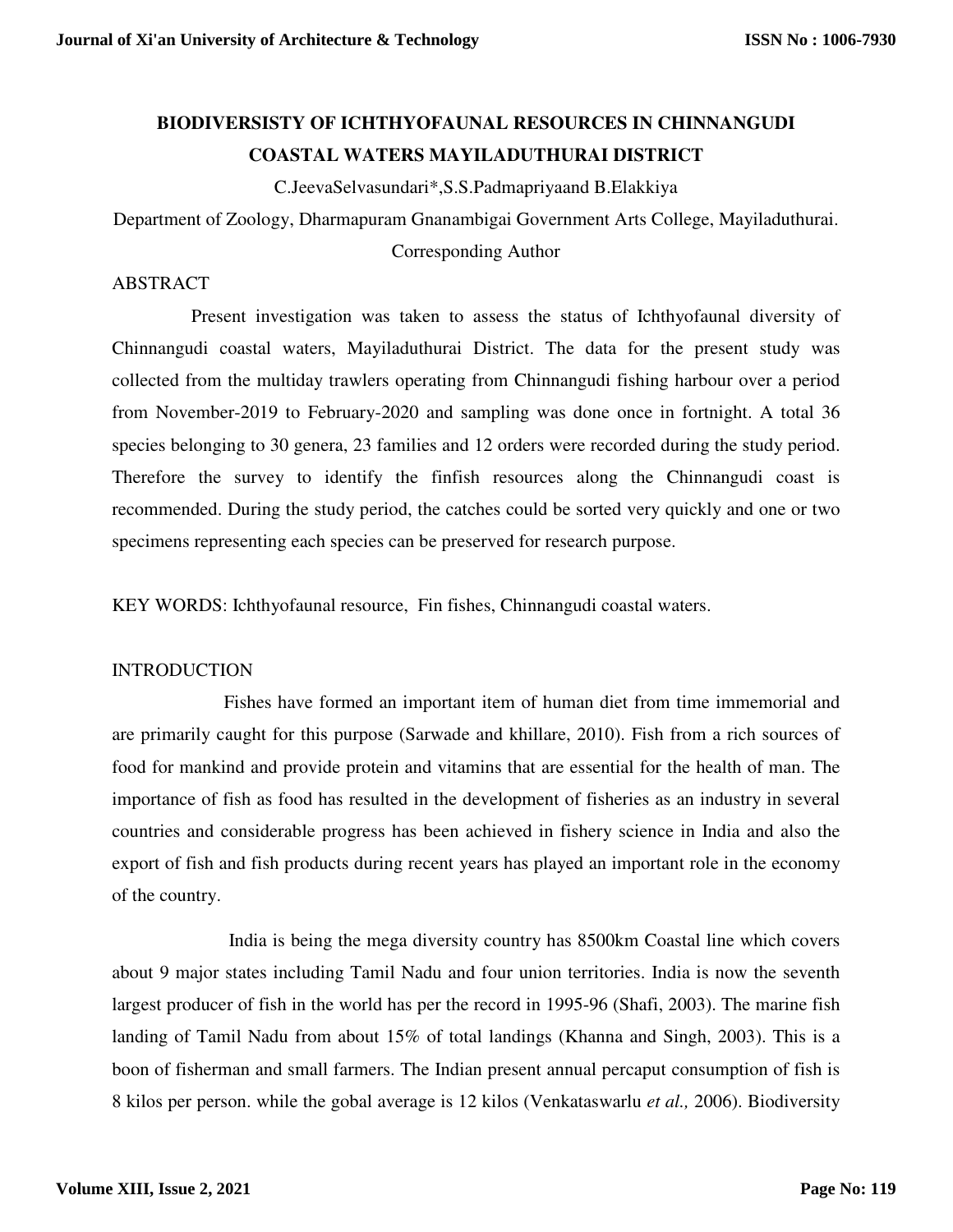# BIODIVERSISTY OF ICHTHYOFAUNAL RESOURCES IN CHINNANGUDI COASTAL WATERS MAYILADUTHURAI DISTRICT

C.JeevaSelvasundari*,S.S.Padmapriyaand B.Elakkiya

Department of Zoology, Dharmapuram Gnanambigai Government Arts College, Mayiladuthurai.

Corresponding Author

## ABSTRACT

Present investigation was taken to assess the status of Ichthyofaunal diversity of Chinnangudi coastal waters, Mayiladuthurai District. The data for the present study was collected from the multiday trawlers operating from Chinnangudi fishing harbour over a period from November-2019 to February-2020 and sampling was done once in fortnight. A total 36 species belonging to 30 genera, 23 families and 12 orders were recorded during the study period. Therefore the survey to identify the finfish resources along the Chinnangudi coast is recommended. During the study period, the catches could be sorted very quickly and one or two specimens representing each species can be preserved for research purpose.

KEY WORDS: Ichthyofaunal resource, Fin fishes, Chinnangudi coastal waters.

## INTRODUCTION

Fishes have formed an important item of human diet from time immemorial and are primarily caught for this purpose (Sarwade and khillare, 2010). Fish from a rich sources of food for mankind and provide protein and vitamins that are essential for the health of man. The importance of fish as food has resulted in the development of fisheries as an industry in several countries and considerable progress has been achieved in fishery science in India and also the export of fish and fish products during recent years has played an important role in the economy of the country.

India is being the mega diversity country has 8500km Coastal line which covers about 9 major states including Tamil Nadu and four union territories. India is now the seventh largest producer of fish in the world has per the record in 1995-96 (Shafi, 2003). The marine fish landing of Tamil Nadu from about 15% of total landings (Khanna and Singh, 2003). This is a boon of fisherman and small farmers. The Indian present annual percaput consumption of fish is 8 kilos per person. while the gobal average is 12 kilos (Venkataswarlu *et al.,* 2006). Biodiversity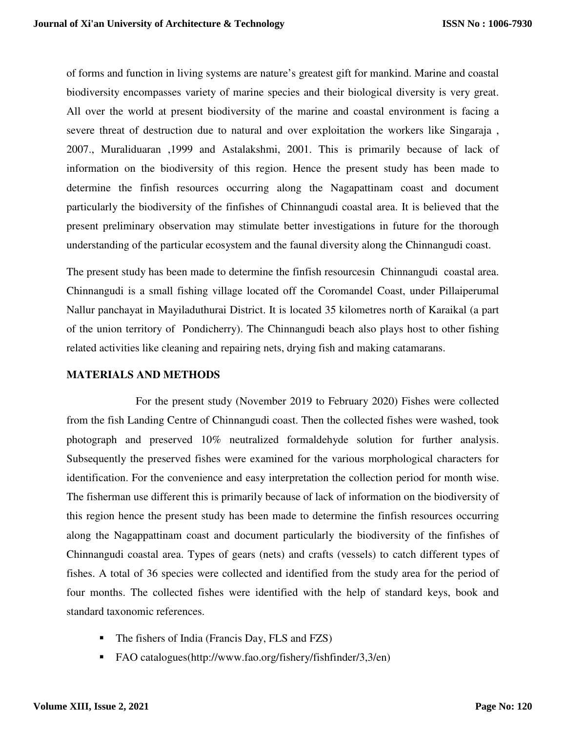of forms and function in living systems are nature's greatest gift for mankind. Marine and coastal biodiversity encompasses variety of marine species and their biological diversity is very great. All over the world at present biodiversity of the marine and coastal environment is facing a severe threat of destruction due to natural and over exploitation the workers like Singaraja , 2007., Muraliduaran ,1999 and Astalakshmi, 2001. This is primarily because of lack of information on the biodiversity of this region. Hence the present study has been made to determine the finfish resources occurring along the Nagapattinam coast and document particularly the biodiversity of the finfishes of Chinnangudi coastal area. It is believed that the present preliminary observation may stimulate better investigations in future for the thorough understanding of the particular ecosystem and the faunal diversity along the Chinnangudi coast.

The present study has been made to determine the finfish resourcesin Chinnangudi coastal area. Chinnangudi is a small fishing village located off the Coromandel Coast, under Pillaiperumal Nallur panchayat in Mayiladuthurai District. It is located 35 kilometres north of Karaikal (a part of the union territory of Pondicherry). The Chinnangudi beach also plays host to other fishing related activities like cleaning and repairing nets, drying fish and making catamarans.

## MATERIALS AND METHODS

For the present study (November 2019 to February 2020) Fishes were collected from the fish Landing Centre of Chinnangudi coast. Then the collected fishes were washed, took photograph and preserved 10% neutralized formaldehyde solution for further analysis. Subsequently the preserved fishes were examined for the various morphological characters for identification. For the convenience and easy interpretation the collection period for month wise. The fisherman use different this is primarily because of lack of information on the biodiversity of this region hence the present study has been made to determine the finfish resources occurring along the Nagappattinam coast and document particularly the biodiversity of the finfishes of Chinnangudi coastal area. Types of gears (nets) and crafts (vessels) to catch different types of fishes. A total of 36 species were collected and identified from the study area for the period of four months. The collected fishes were identified with the help of standard keys, book and standard taxonomic references.

- The fishers of India (Francis Day, FLS and FZS)
- FAO catalogues(http://www.fao.org/fishery/fishfinder/3,3/en)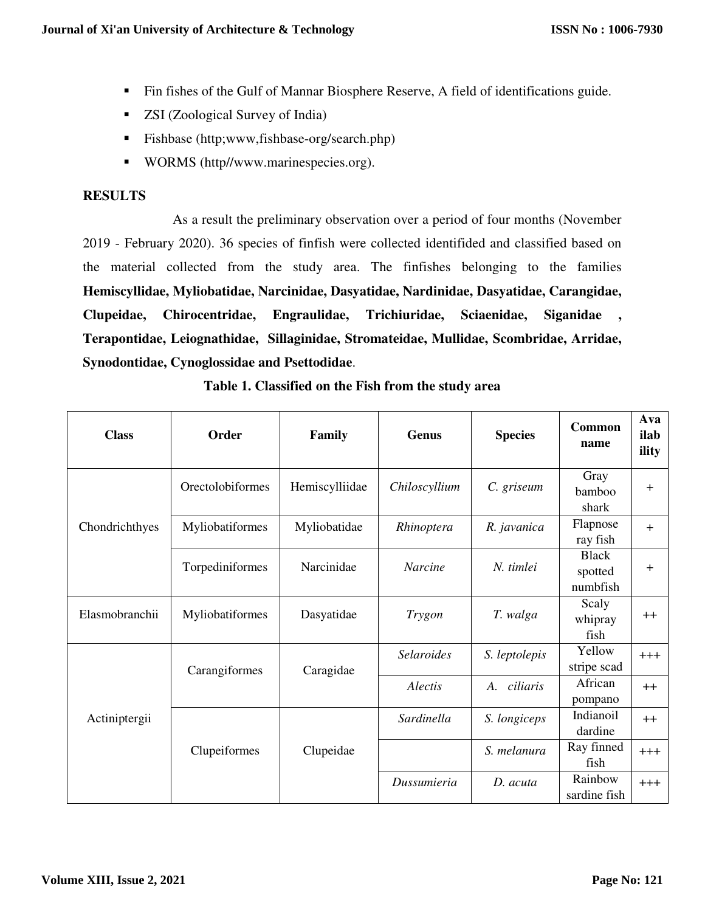- Fin fishes of the Gulf of Mannar Biosphere Reserve, A field of identifications guide.
- ZSI (Zoological Survey of India)
- Fishbase (http;www,fishbase-org/search.php)
- WORMS (http//www.marinespecies.org).

## RESULTS

As a result the preliminary observation over a period of four months (November 2019 - February 2020). 36 species of finfish were collected identifided and classified based on the material collected from the study area. The finfishes belonging to the families **Hemiscyllidae, Myliobatidae, Narcinidae, Dasyatidae, Nardinidae, Dasyatidae, Carangidae, Clupeidae, Chirocentridae, Engraulidae, Trichiuridae, Sciaenidae, Siganidae , Terapontidae, Leiognathidae, Sillaginidae, Stromateidae, Mullidae, Scombridae, Arridae, Synodontidae, Cynoglossidae and Psettodidae**.

**Table 1. Classified on the Fish from the study area**

| Class | Order | Family | Genus | Species | Common name | Availability |
|---|---|---|---|---|---|---|
| Chondrichthyes | Orectolobiformes | Hemiscylliidae | *Chiloscyllium* | *C. griseum* | Gray bamboo shark | + |
| | Myliobatiformes | Myliobatidae | *Rhinoptera* | *R. javanica* | Flapnose ray fish | + |
| | Torpediniformes | Narcinidae | *Narcine* | *N. timlei* | Black spotted numbfish | + |
| Elasmobranchii | Myliobatiformes | Dasyatidae | *Trygon* | *T. walga* | Scaly whipray fish | ++ |
| Actiniptergii | Carangiformes | Caragidae | *Selaroides* | *S. leptolepis* | Yellow stripe scad | +++ |
| | | | *Alectis* | *A. ciliaris* | African pompano | ++ |
| | Clupeiformes | Clupeidae | *Sardinella* | *S. longiceps* | Indianoil dardine | ++ |
| | | | | *S. melanura* | Ray finned fish | +++ |
| | | | *Dussumieria* | *D. acuta* | Rainbow sardine fish | +++ |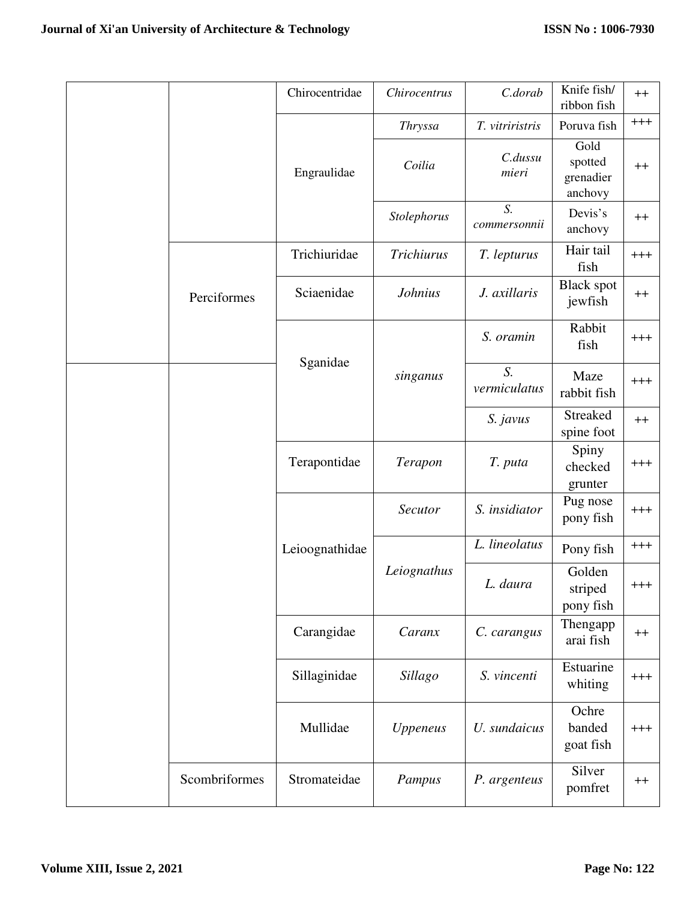| | | Chirocentridae | *Chirocentrus* | *C.dorab* | Knife fish/ ribbon fish | ++ |
|---|---|---|---|---|---|---|
| | | Engraulidae | *Thryssa* | *T. vitriristris* | Poruva fish | +++ |
| | | | *Coilia* | *C.dussumieri* | Gold spotted grenadier anchovy | ++ |
| | | | *Stolephorus* | *S. commersonnii* | Devis's anchovy | ++ |
| | Perciformes | Trichiuridae | *Trichiurus* | *T. lepturus* | Hair tail fish | +++ |
| | | Sciaenidae | *Johnius* | *J. axillaris* | Black spot jewfish | ++ |
| | | Sganidae | *singanus* | *S. oramin* | Rabbit fish | +++ |
| | | | | *S. vermiculatus* | Maze rabbit fish | +++ |
| | | | | *S. javus* | Streaked spine foot | ++ |
| | | Terapontidae | *Terapon* | *T. puta* | Spiny checked grunter | +++ |
| | | Leioognathidae | *Secutor* | *S. insidiator* | Pug nose pony fish | +++ |
| | | | *Leiognathus* | *L. lineolatus* | Pony fish | +++ |
| | | | | *L. daura* | Golden striped pony fish | +++ |
| | | Carangidae | *Caranx* | *C. carangus* | Thengapparai fish | ++ |
| | | Sillaginidae | *Sillago* | *S. vincenti* | Estuarine whiting | +++ |
| | | Mullidae | *Uppeneus* | *U. sundaicus* | Ochre banded goat fish | +++ |
| | Scombriformes | Stromateidae | *Pampus* | *P. argenteus* | Silver pomfret | ++ |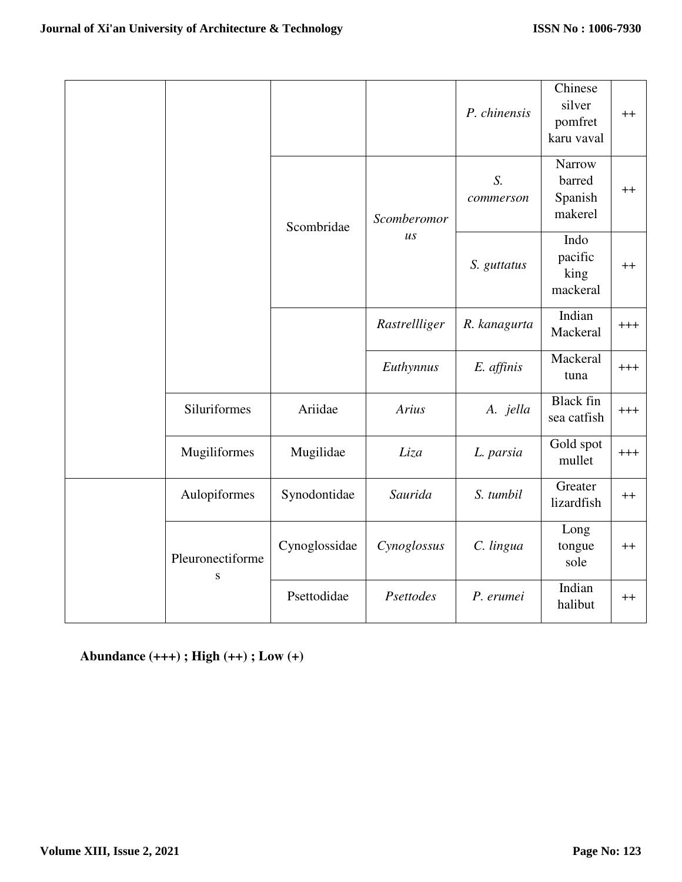| | | | | | | |
|---|---|---|---|---|---|---|
| | | | | *P. chinensis* | Chinese silver pomfret karu vaval | ++ |
| | | Scombridae | *Scomberomorus* | *S. commerson* | Narrow barred Spanish makerel | ++ |
| | | | | *S. guttatus* | Indo pacific king mackeral | ++ |
| | | | *Rastrellliger* | *R. kanagurta* | Indian Mackeral | +++ |
| | | | *Euthynnus* | *E. affinis* | Mackeral tuna | +++ |
| | Siluriformes | Ariidae | *Arius* | *A. jella* | Black fin sea catfish | +++ |
| | Mugiliformes | Mugilidae | *Liza* | *L. parsia* | Gold spot mullet | +++ |
| | Aulopiformes | Synodontidae | *Saurida* | *S. tumbil* | Greater lizardfish | ++ |
| | Pleuronectiformes | Cynoglossidae | *Cynoglossus* | *C. lingua* | Long tongue sole | ++ |
| | | Psettodidae | *Psettodes* | *P. erumei* | Indian halibut | ++ |

**Abundance (+++) ; High (++) ; Low (+)**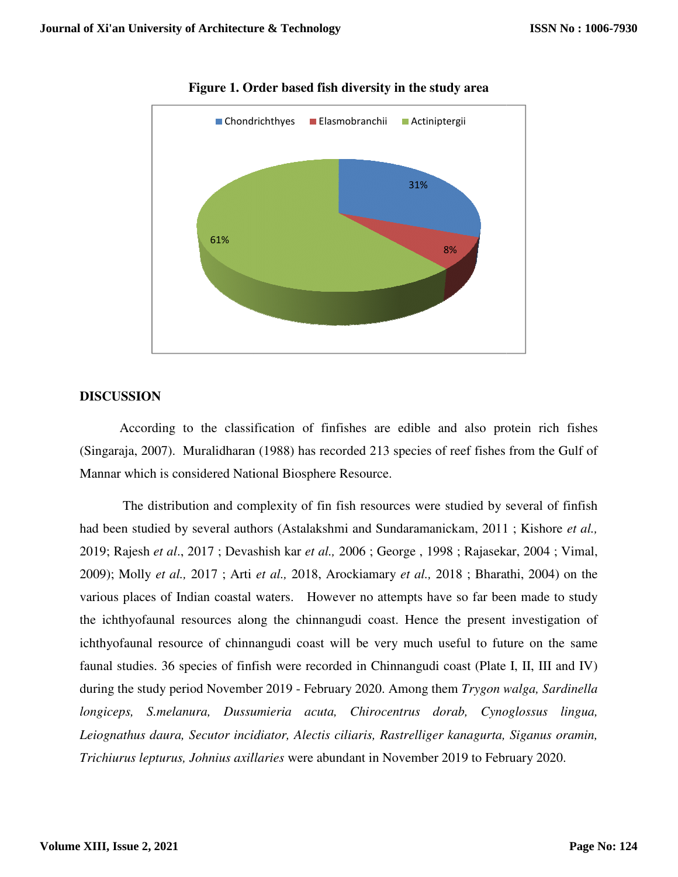**Figure 1. Order based fish diversity in the study area**

## DISCUSSION

According to the classification of finfishes are edible and also protein rich fishes (Singaraja, 2007). Muralidharan (1988) has recorded 213 species of reef fishes from the Gulf of Mannar which is considered National Biosphere Resource.

The distribution and complexity of fin fish resources were studied by several of finfish had been studied by several authors (Astalakshmi and Sundaramanickam, 2011 ; Kishore *et al.,* 2019; Rajesh *et al*., 2017 ; Devashish kar *et al.,* 2006 ; George , 1998 ; Rajasekar, 2004 ; Vimal, 2009); Molly *et al.,* 2017 ; Arti *et al.,* 2018, Arockiamary *et al.,* 2018 ; Bharathi, 2004) on the various places of Indian coastal waters. However no attempts have so far been made to study the ichthyofaunal resources along the chinnangudi coast. Hence the present investigation of ichthyofaunal resource of chinnangudi coast will be very much useful to future on the same faunal studies. 36 species of finfish were recorded in Chinnangudi coast (Plate I, II, III and IV) during the study period November 2019 - February 2020. Among them *Trygon walga, Sardinella longiceps, S.melanura, Dussumieria acuta, Chirocentrus dorab, Cynoglossus lingua, Leiognathus daura, Secutor incidiator, Alectis ciliaris, Rastrelliger kanagurta, Siganus oramin, Trichiurus lepturus, Johnius axillaries* were abundant in November 2019 to February 2020.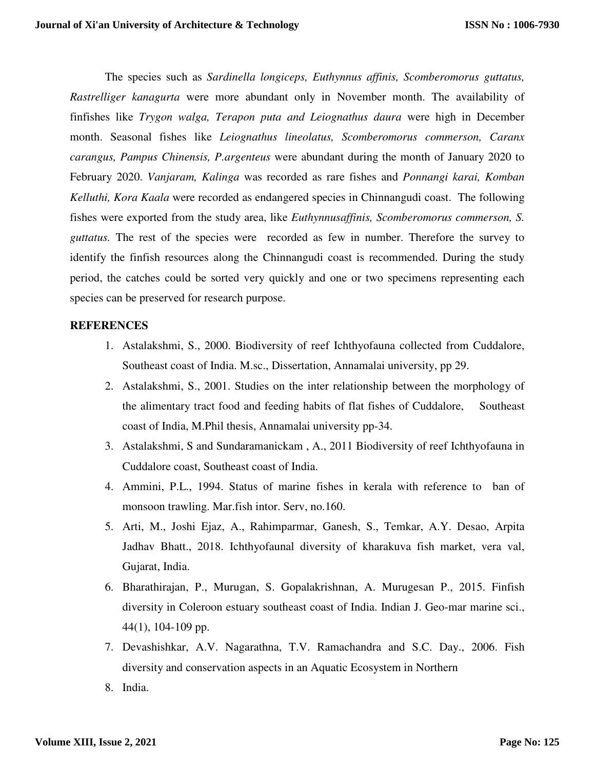The species such as *Sardinella longiceps, Euthynnus affinis, Scomberomorus guttatus, Rastrelliger kanagurta* were more abundant only in November month. The availability of finfishes like *Trygon walga, Terapon puta and Leiognathus daura* were high in December month. Seasonal fishes like *Leiognathus lineolatus, Scomberomorus commerson, Caranx carangus, Pampus Chinensis, P.argenteus* were abundant during the month of January 2020 to February 2020. *Vanjaram, Kalinga* was recorded as rare fishes and *Ponnangi karai, Komban Kelluthi, Kora Kaala* were recorded as endangered species in Chinnangudi coast. The following fishes were exported from the study area, like *Euthynnusaffinis, Scomberomorus commerson, S. guttatus.* The rest of the species were recorded as few in number. Therefore the survey to identify the finfish resources along the Chinnangudi coast is recommended. During the study period, the catches could be sorted very quickly and one or two specimens representing each species can be preserved for research purpose.

**REFERENCES**

1. Astalakshmi, S., 2000. Biodiversity of reef Ichthyofauna collected from Cuddalore, Southeast coast of India. M.sc., Dissertation, Annamalai university, pp 29.
2. Astalakshmi, S., 2001. Studies on the inter relationship between the morphology of the alimentary tract food and feeding habits of flat fishes of Cuddalore, Southeast coast of India, M.Phil thesis, Annamalai university pp-34.
3. Astalakshmi, S and Sundaramanickam , A., 2011 Biodiversity of reef Ichthyofauna in Cuddalore coast, Southeast coast of India.
4. Ammini, P.L., 1994. Status of marine fishes in kerala with reference to ban of monsoon trawling. Mar.fish intor. Serv, no.160.
5. Arti, M., Joshi Ejaz, A., Rahimparmar, Ganesh, S., Temkar, A.Y. Desao, Arpita Jadhav Bhatt., 2018. Ichthyofaunal diversity of kharakuva fish market, vera val, Gujarat, India.
6. Bharathirajan, P., Murugan, S. Gopalakrishnan, A. Murugesan P., 2015. Finfish diversity in Coleroon estuary southeast coast of India. Indian J. Geo-mar marine sci., 44(1), 104-109 pp.
7. Devashishkar, A.V. Nagarathna, T.V. Ramachandra and S.C. Day., 2006. Fish diversity and conservation aspects in an Aquatic Ecosystem in Northern
8. India.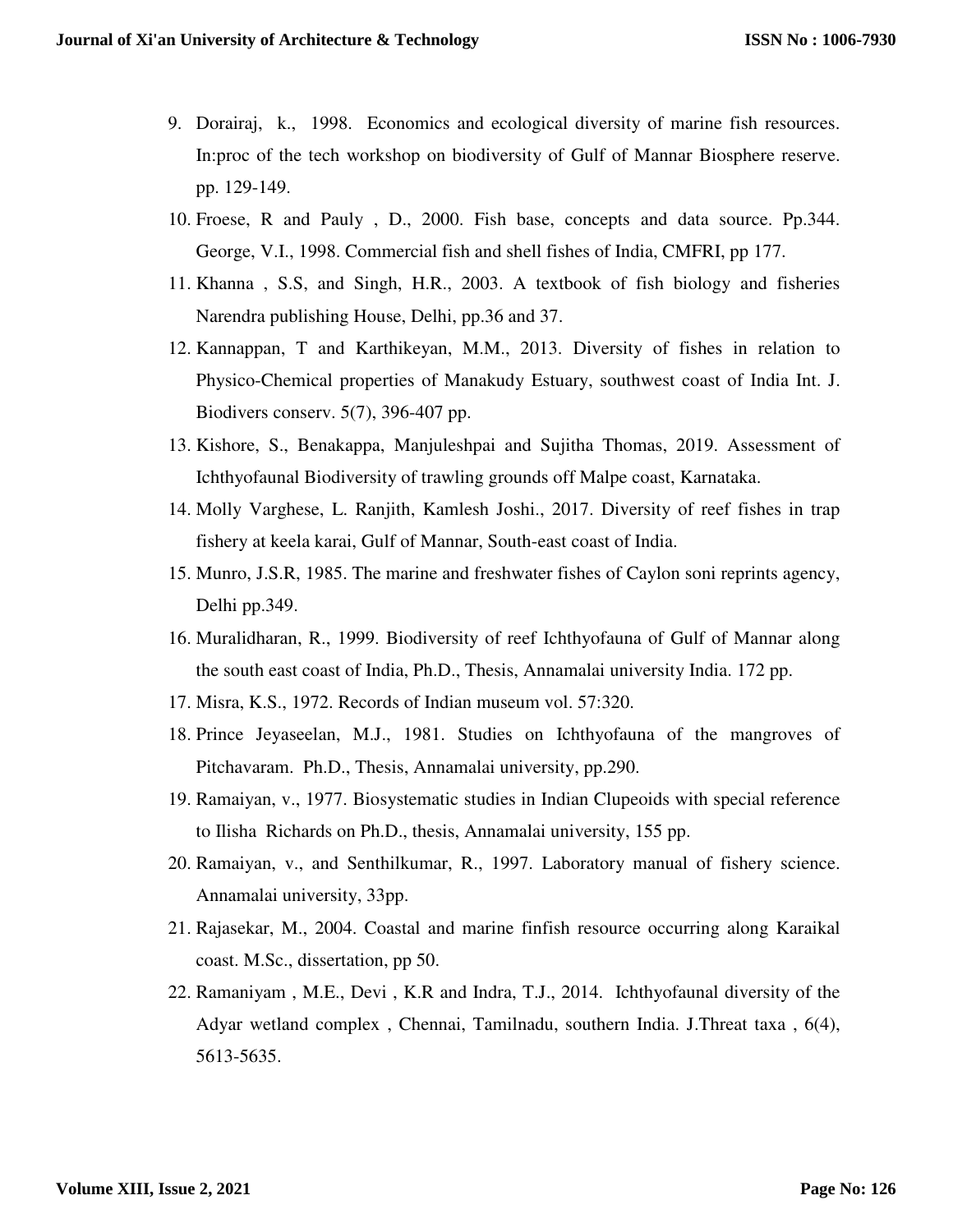9. Dorairaj, k., 1998. Economics and ecological diversity of marine fish resources. In:proc of the tech workshop on biodiversity of Gulf of Mannar Biosphere reserve. pp. 129-149.
10. Froese, R and Pauly , D., 2000. Fish base, concepts and data source. Pp.344. George, V.I., 1998. Commercial fish and shell fishes of India, CMFRI, pp 177.
11. Khanna , S.S, and Singh, H.R., 2003. A textbook of fish biology and fisheries Narendra publishing House, Delhi, pp.36 and 37.
12. Kannappan, T and Karthikeyan, M.M., 2013. Diversity of fishes in relation to Physico-Chemical properties of Manakudy Estuary, southwest coast of India Int. J. Biodivers conserv. 5(7), 396-407 pp.
13. Kishore, S., Benakappa, Manjuleshpai and Sujitha Thomas, 2019. Assessment of Ichthyofaunal Biodiversity of trawling grounds off Malpe coast, Karnataka.
14. Molly Varghese, L. Ranjith, Kamlesh Joshi., 2017. Diversity of reef fishes in trap fishery at keela karai, Gulf of Mannar, South-east coast of India.
15. Munro, J.S.R, 1985. The marine and freshwater fishes of Caylon soni reprints agency, Delhi pp.349.
16. Muralidharan, R., 1999. Biodiversity of reef Ichthyofauna of Gulf of Mannar along the south east coast of India, Ph.D., Thesis, Annamalai university India. 172 pp.
17. Misra, K.S., 1972. Records of Indian museum vol. 57:320.
18. Prince Jeyaseelan, M.J., 1981. Studies on Ichthyofauna of the mangroves of Pitchavaram. Ph.D., Thesis, Annamalai university, pp.290.
19. Ramaiyan, v., 1977. Biosystematic studies in Indian Clupeoids with special reference to Ilisha Richards on Ph.D., thesis, Annamalai university, 155 pp.
20. Ramaiyan, v., and Senthilkumar, R., 1997. Laboratory manual of fishery science. Annamalai university, 33pp.
21. Rajasekar, M., 2004. Coastal and marine finfish resource occurring along Karaikal coast. M.Sc., dissertation, pp 50.
22. Ramaniyam , M.E., Devi , K.R and Indra, T.J., 2014. Ichthyofaunal diversity of the Adyar wetland complex , Chennai, Tamilnadu, southern India. J.Threat taxa , 6(4), 5613-5635.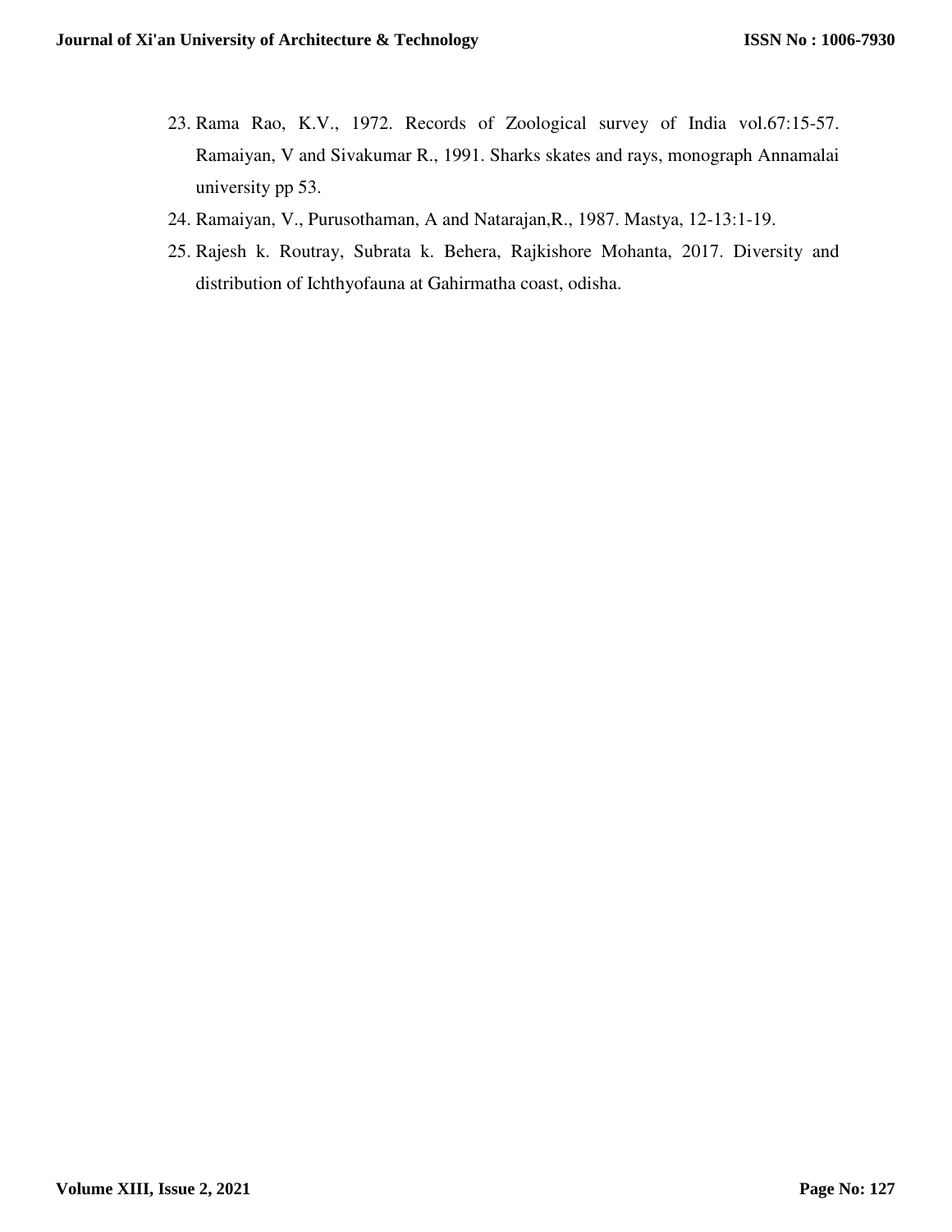23. Rama Rao, K.V., 1972. Records of Zoological survey of India vol.67:15-57. Ramaiyan, V and Sivakumar R., 1991. Sharks skates and rays, monograph Annamalai university pp 53.
24. Ramaiyan, V., Purusothaman, A and Natarajan,R., 1987. Mastya, 12-13:1-19.
25. Rajesh k. Routray, Subrata k. Behera, Rajkishore Mohanta, 2017. Diversity and distribution of Ichthyofauna at Gahirmatha coast, odisha.